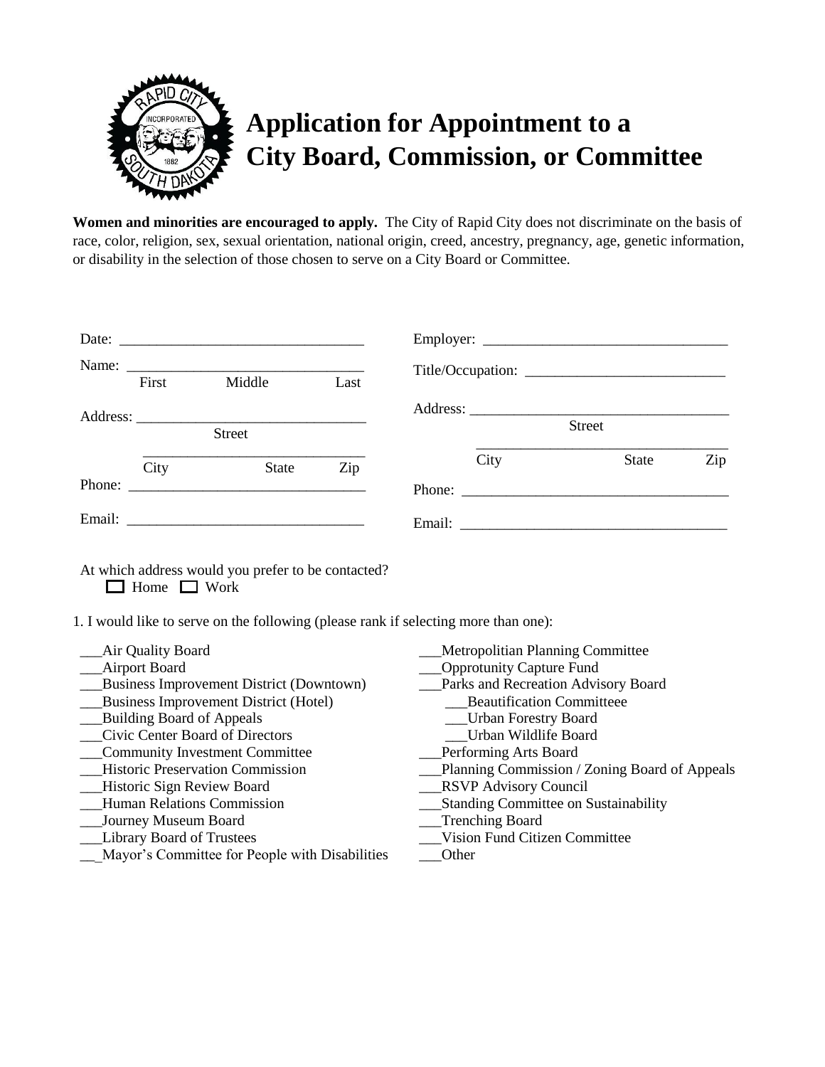# Application for Appointment to a City Board, Commission, or Committee

**Women and minorities are encouraged to apply.** The City of Rapid City does not discriminate on the basis of race, color, religion, sex, sexual orientation, national origin, creed, ancestry, pregnancy, age, genetic information, or disability in the selection of those chosen to serve on a City Board or Committee.

Date: ________________________________

Name: ________________________________
First Middle Last

Address: ________________________________
Street

________________________________
City State Zip

Phone: ________________________________

Email: ________________________________

Employer: ________________________________

Title/Occupation: ___________________________

Address: ________________________________
Street

________________________________
City State Zip

Phone: ________________________________

Email: ________________________________

At which address would you prefer to be contacted?
☐ Home ☐ Work

1. I would like to serve on the following (please rank if selecting more than one):

___Air Quality Board
___Airport Board
___Business Improvement District (Downtown)
___Business Improvement District (Hotel)
___Building Board of Appeals
___Civic Center Board of Directors
___Community Investment Committee
___Historic Preservation Commission
___Historic Sign Review Board
___Human Relations Commission
___Journey Museum Board
___Library Board of Trustees
__\_Mayor's Committee for People with Disabilities
___Metropolitian Planning Committee
___Opprotunity Capture Fund
___Parks and Recreation Advisory Board
 ___Beautification Committeee
 ___Urban Forestry Board
 ___Urban Wildlife Board
___Performing Arts Board
___Planning Commission / Zoning Board of Appeals
___RSVP Advisory Council
___Standing Committee on Sustainability
___Trenching Board
___Vision Fund Citizen Committee
___Other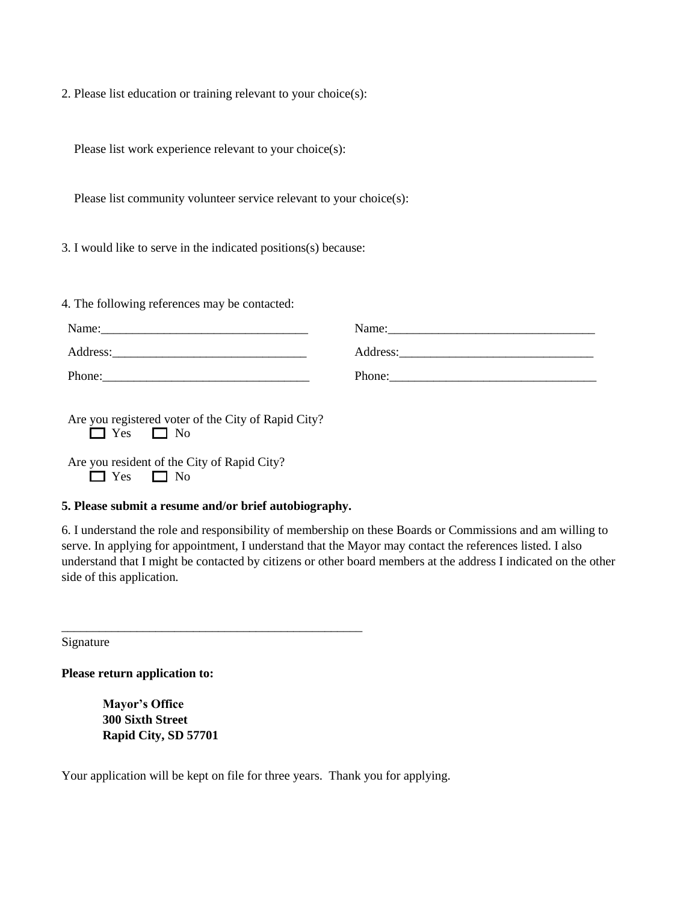2. Please list education or training relevant to your choice(s):

Please list work experience relevant to your choice(s):

Please list community volunteer service relevant to your choice(s):

3. I would like to serve in the indicated positions(s) because:

4. The following references may be contacted:

| | |
|---|---|
| Name:_________________________________ | Name:_________________________________ |
| Address:_______________________________ | Address:_______________________________ |
| Phone:_________________________________ | Phone:_________________________________ |

Are you registered voter of the City of Rapid City?
☐ Yes ☐ No

Are you resident of the City of Rapid City?
☐ Yes ☐ No

**5. Please submit a resume and/or brief autobiography.**

6. I understand the role and responsibility of membership on these Boards or Commissions and am willing to serve. In applying for appointment, I understand that the Mayor may contact the references listed. I also understand that I might be contacted by citizens or other board members at the address I indicated on the other side of this application.

_________________________________________________
Signature

**Please return application to:**

**Mayor's Office**
**300 Sixth Street**
**Rapid City, SD 57701**

Your application will be kept on file for three years. Thank you for applying.